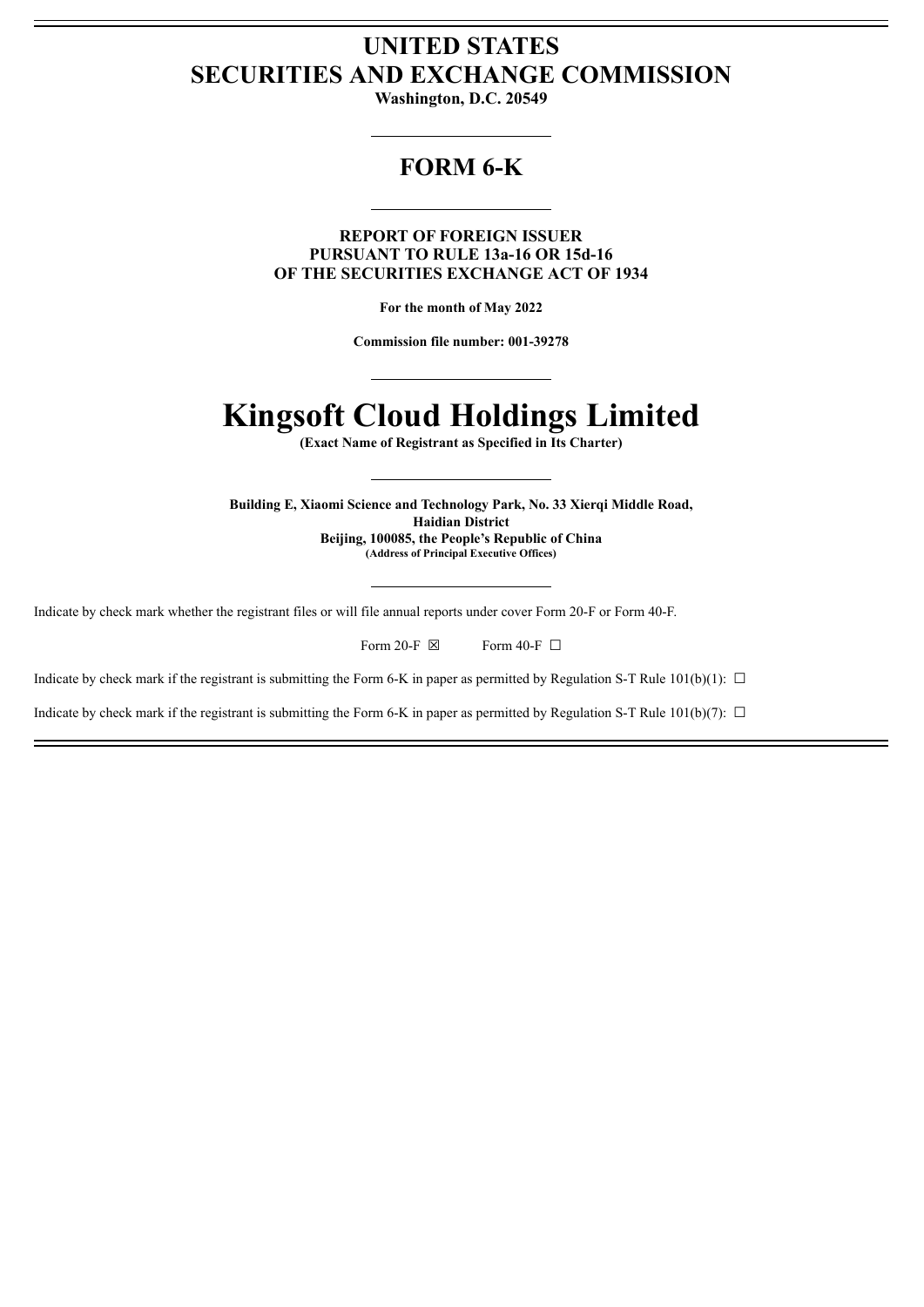# UNITED STATES
# SECURITIES AND EXCHANGE COMMISSION

**Washington, D.C. 20549**

---

## FORM 6-K

---

**REPORT OF FOREIGN ISSUER**
**PURSUANT TO RULE 13a-16 OR 15d-16**
**OF THE SECURITIES EXCHANGE ACT OF 1934**

**For the month of May 2022**

**Commission file number: 001-39278**

---

# Kingsoft Cloud Holdings Limited

**(Exact Name of Registrant as Specified in Its Charter)**

---

**Building E, Xiaomi Science and Technology Park, No. 33 Xierqi Middle Road,**
**Haidian District**
**Beijing, 100085, the People's Republic of China**
**(Address of Principal Executive Offices)**

---

Indicate by check mark whether the registrant files or will file annual reports under cover Form 20-F or Form 40-F.

Form 20-F ☒ Form 40-F ☐

Indicate by check mark if the registrant is submitting the Form 6-K in paper as permitted by Regulation S-T Rule 101(b)(1): ☐

Indicate by check mark if the registrant is submitting the Form 6-K in paper as permitted by Regulation S-T Rule 101(b)(7): ☐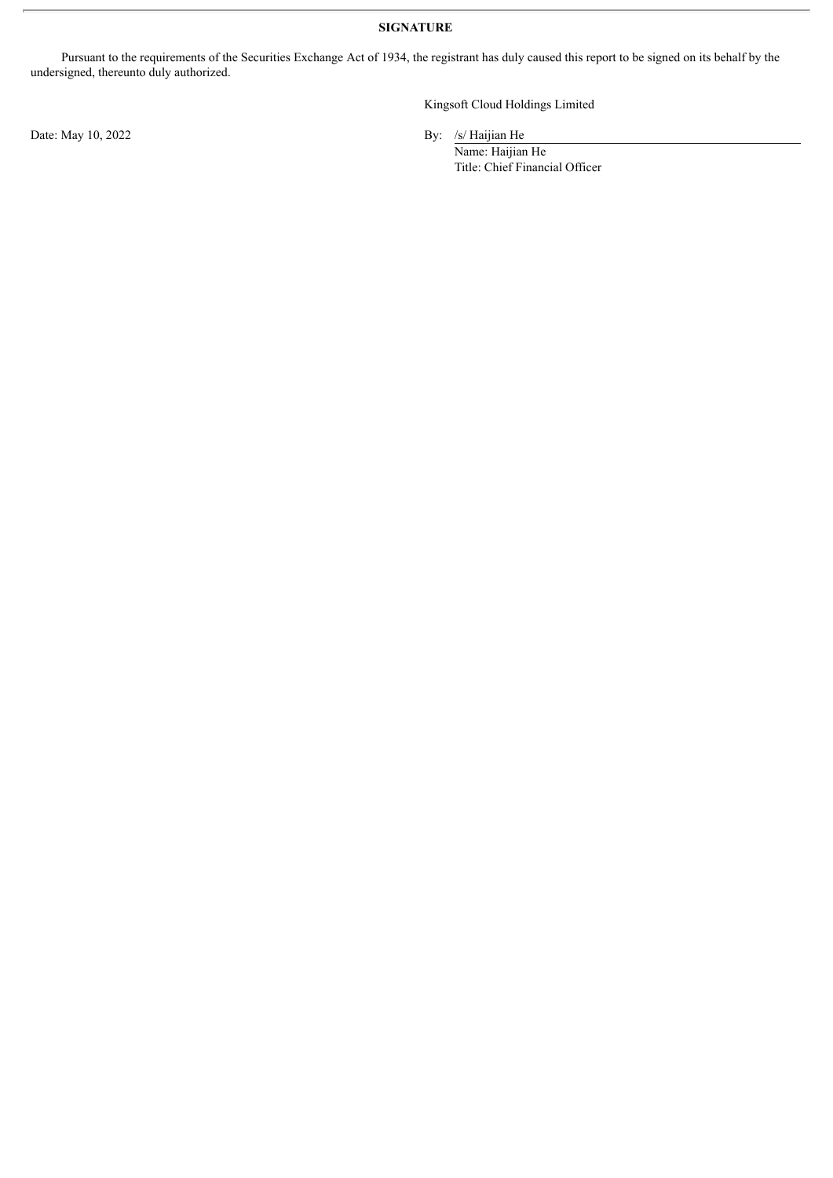**SIGNATURE**

Pursuant to the requirements of the Securities Exchange Act of 1934, the registrant has duly caused this report to be signed on its behalf by the undersigned, thereunto duly authorized.

Kingsoft Cloud Holdings Limited

Date: May 10, 2022

By: /s/ Haijian He

Name: Haijian He

Title: Chief Financial Officer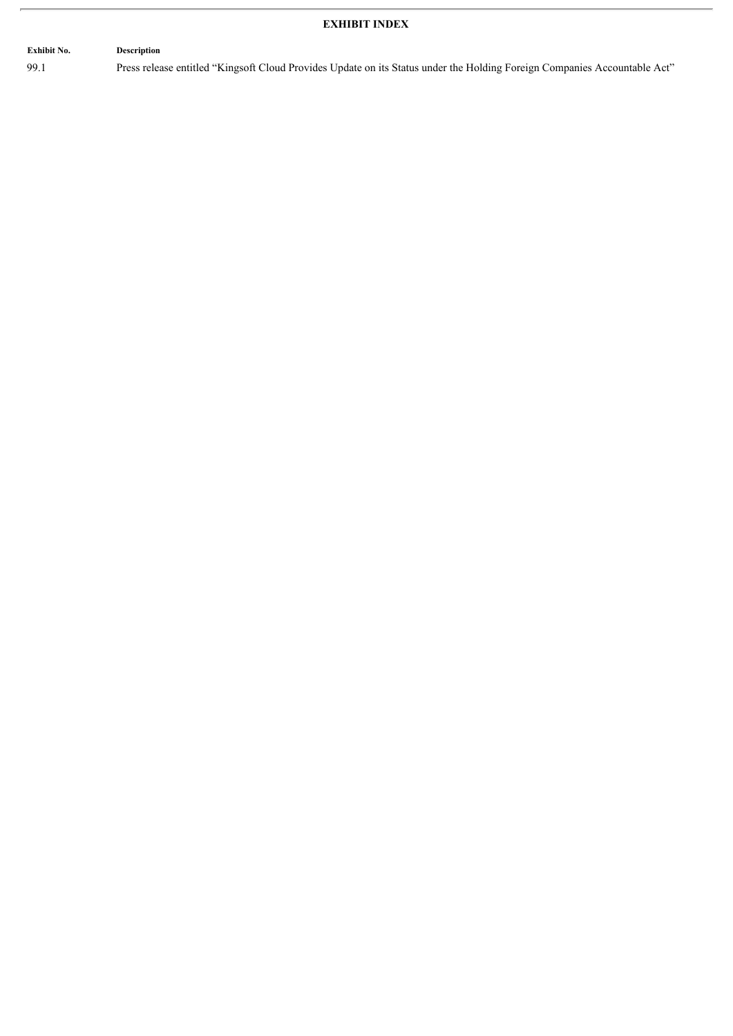## EXHIBIT INDEX

| Exhibit No. | Description |
|---|---|
| 99.1 | Press release entitled “Kingsoft Cloud Provides Update on its Status under the Holding Foreign Companies Accountable Act” |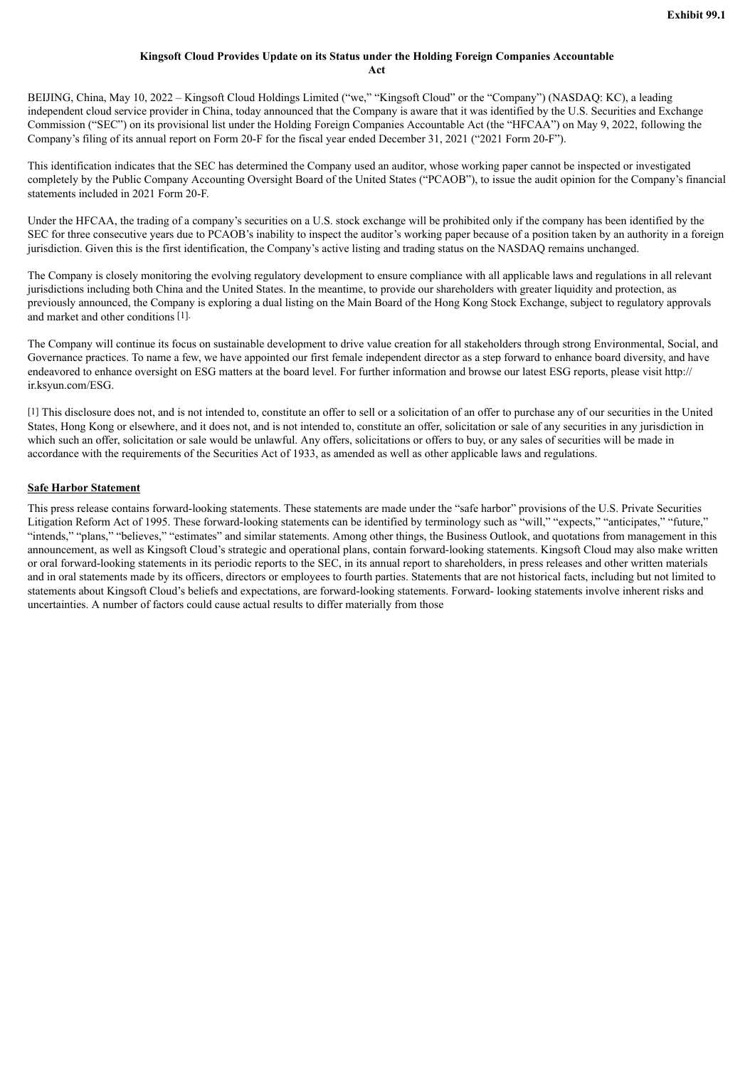**Exhibit 99.1**

# Kingsoft Cloud Provides Update on its Status under the Holding Foreign Companies Accountable Act

BEIJING, China, May 10, 2022 – Kingsoft Cloud Holdings Limited ("we," "Kingsoft Cloud" or the "Company") (NASDAQ: KC), a leading independent cloud service provider in China, today announced that the Company is aware that it was identified by the U.S. Securities and Exchange Commission ("SEC") on its provisional list under the Holding Foreign Companies Accountable Act (the "HFCAA") on May 9, 2022, following the Company's filing of its annual report on Form 20-F for the fiscal year ended December 31, 2021 ("2021 Form 20-F").

This identification indicates that the SEC has determined the Company used an auditor, whose working paper cannot be inspected or investigated completely by the Public Company Accounting Oversight Board of the United States ("PCAOB"), to issue the audit opinion for the Company's financial statements included in 2021 Form 20-F.

Under the HFCAA, the trading of a company's securities on a U.S. stock exchange will be prohibited only if the company has been identified by the SEC for three consecutive years due to PCAOB's inability to inspect the auditor's working paper because of a position taken by an authority in a foreign jurisdiction. Given this is the first identification, the Company's active listing and trading status on the NASDAQ remains unchanged.

The Company is closely monitoring the evolving regulatory development to ensure compliance with all applicable laws and regulations in all relevant jurisdictions including both China and the United States. In the meantime, to provide our shareholders with greater liquidity and protection, as previously announced, the Company is exploring a dual listing on the Main Board of the Hong Kong Stock Exchange, subject to regulatory approvals and market and other conditions [1].

The Company will continue its focus on sustainable development to drive value creation for all stakeholders through strong Environmental, Social, and Governance practices. To name a few, we have appointed our first female independent director as a step forward to enhance board diversity, and have endeavored to enhance oversight on ESG matters at the board level. For further information and browse our latest ESG reports, please visit http://ir.ksyun.com/ESG.

[1] This disclosure does not, and is not intended to, constitute an offer to sell or a solicitation of an offer to purchase any of our securities in the United States, Hong Kong or elsewhere, and it does not, and is not intended to, constitute an offer, solicitation or sale of any securities in any jurisdiction in which such an offer, solicitation or sale would be unlawful. Any offers, solicitations or offers to buy, or any sales of securities will be made in accordance with the requirements of the Securities Act of 1933, as amended as well as other applicable laws and regulations.

**Safe Harbor Statement**

This press release contains forward-looking statements. These statements are made under the "safe harbor" provisions of the U.S. Private Securities Litigation Reform Act of 1995. These forward-looking statements can be identified by terminology such as "will," "expects," "anticipates," "future," "intends," "plans," "believes," "estimates" and similar statements. Among other things, the Business Outlook, and quotations from management in this announcement, as well as Kingsoft Cloud's strategic and operational plans, contain forward-looking statements. Kingsoft Cloud may also make written or oral forward-looking statements in its periodic reports to the SEC, in its annual report to shareholders, in press releases and other written materials and in oral statements made by its officers, directors or employees to fourth parties. Statements that are not historical facts, including but not limited to statements about Kingsoft Cloud's beliefs and expectations, are forward-looking statements. Forward- looking statements involve inherent risks and uncertainties. A number of factors could cause actual results to differ materially from those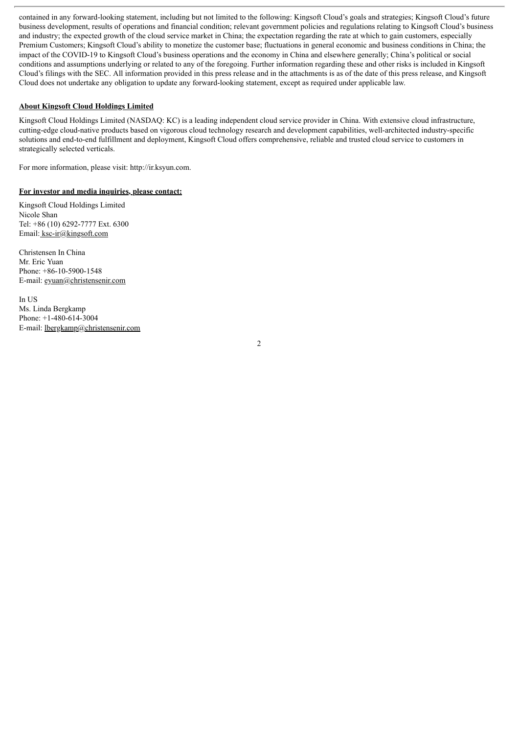contained in any forward-looking statement, including but not limited to the following: Kingsoft Cloud's goals and strategies; Kingsoft Cloud's future business development, results of operations and financial condition; relevant government policies and regulations relating to Kingsoft Cloud's business and industry; the expected growth of the cloud service market in China; the expectation regarding the rate at which to gain customers, especially Premium Customers; Kingsoft Cloud's ability to monetize the customer base; fluctuations in general economic and business conditions in China; the impact of the COVID-19 to Kingsoft Cloud's business operations and the economy in China and elsewhere generally; China's political or social conditions and assumptions underlying or related to any of the foregoing. Further information regarding these and other risks is included in Kingsoft Cloud's filings with the SEC. All information provided in this press release and in the attachments is as of the date of this press release, and Kingsoft Cloud does not undertake any obligation to update any forward-looking statement, except as required under applicable law.

**About Kingsoft Cloud Holdings Limited**

Kingsoft Cloud Holdings Limited (NASDAQ: KC) is a leading independent cloud service provider in China. With extensive cloud infrastructure, cutting-edge cloud-native products based on vigorous cloud technology research and development capabilities, well-architected industry-specific solutions and end-to-end fulfillment and deployment, Kingsoft Cloud offers comprehensive, reliable and trusted cloud service to customers in strategically selected verticals.

For more information, please visit: http://ir.ksyun.com.

**For investor and media inquiries, please contact:**

Kingsoft Cloud Holdings Limited
Nicole Shan
Tel: +86 (10) 6292-7777 Ext. 6300
Email: ksc-ir@kingsoft.com

Christensen In China
Mr. Eric Yuan
Phone: +86-10-5900-1548
E-mail: eyuan@christensenir.com

In US
Ms. Linda Bergkamp
Phone: +1-480-614-3004
E-mail: lbergkamp@christensenir.com